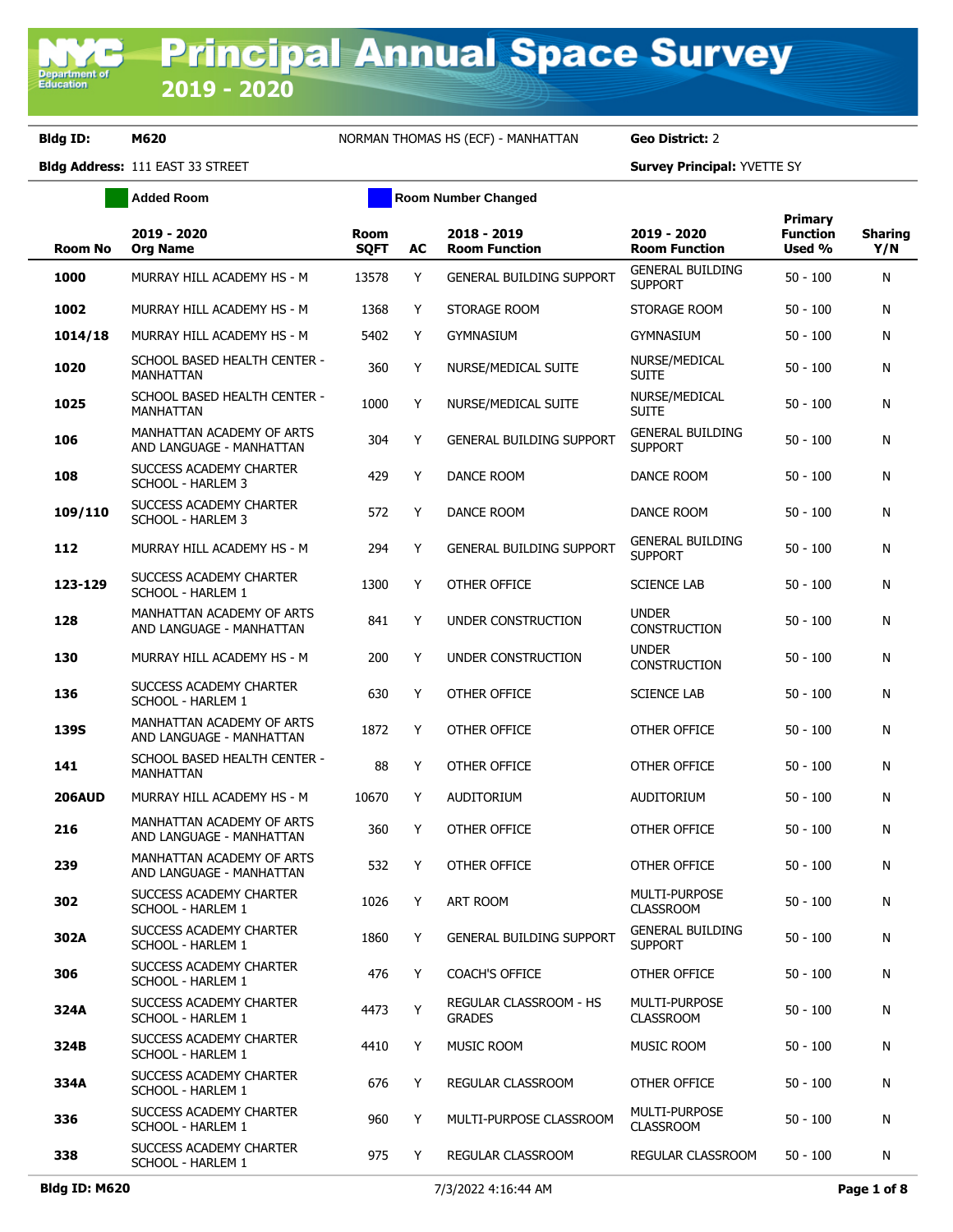# Principal Annual Space Survey 2019 - 2020

**Bldg ID:** M620 NORMAN THOMAS HS (ECF) - MANHATTAN **Geo District:** 2

**Bldg Address:** 111 EAST 33 STREET **Survey Principal:** YVETTE SY

Added Room | Room Number Changed

| Room No | 2019 - 2020 Org Name | Room SQFT | AC | 2018 - 2019 Room Function | 2019 - 2020 Room Function | Primary Function Used % | Sharing Y/N |
|---|---|---|---|---|---|---|---|
| **1000** | MURRAY HILL ACADEMY HS - M | 13578 | Y | GENERAL BUILDING SUPPORT | GENERAL BUILDING SUPPORT | 50 - 100 | N |
| **1002** | MURRAY HILL ACADEMY HS - M | 1368 | Y | STORAGE ROOM | STORAGE ROOM | 50 - 100 | N |
| **1014/18** | MURRAY HILL ACADEMY HS - M | 5402 | Y | GYMNASIUM | GYMNASIUM | 50 - 100 | N |
| **1020** | SCHOOL BASED HEALTH CENTER - MANHATTAN | 360 | Y | NURSE/MEDICAL SUITE | NURSE/MEDICAL SUITE | 50 - 100 | N |
| **1025** | SCHOOL BASED HEALTH CENTER - MANHATTAN | 1000 | Y | NURSE/MEDICAL SUITE | NURSE/MEDICAL SUITE | 50 - 100 | N |
| **106** | MANHATTAN ACADEMY OF ARTS AND LANGUAGE - MANHATTAN | 304 | Y | GENERAL BUILDING SUPPORT | GENERAL BUILDING SUPPORT | 50 - 100 | N |
| **108** | SUCCESS ACADEMY CHARTER SCHOOL - HARLEM 3 | 429 | Y | DANCE ROOM | DANCE ROOM | 50 - 100 | N |
| **109/110** | SUCCESS ACADEMY CHARTER SCHOOL - HARLEM 3 | 572 | Y | DANCE ROOM | DANCE ROOM | 50 - 100 | N |
| **112** | MURRAY HILL ACADEMY HS - M | 294 | Y | GENERAL BUILDING SUPPORT | GENERAL BUILDING SUPPORT | 50 - 100 | N |
| **123-129** | SUCCESS ACADEMY CHARTER SCHOOL - HARLEM 1 | 1300 | Y | OTHER OFFICE | SCIENCE LAB | 50 - 100 | N |
| **128** | MANHATTAN ACADEMY OF ARTS AND LANGUAGE - MANHATTAN | 841 | Y | UNDER CONSTRUCTION | UNDER CONSTRUCTION | 50 - 100 | N |
| **130** | MURRAY HILL ACADEMY HS - M | 200 | Y | UNDER CONSTRUCTION | UNDER CONSTRUCTION | 50 - 100 | N |
| **136** | SUCCESS ACADEMY CHARTER SCHOOL - HARLEM 1 | 630 | Y | OTHER OFFICE | SCIENCE LAB | 50 - 100 | N |
| **139S** | MANHATTAN ACADEMY OF ARTS AND LANGUAGE - MANHATTAN | 1872 | Y | OTHER OFFICE | OTHER OFFICE | 50 - 100 | N |
| **141** | SCHOOL BASED HEALTH CENTER - MANHATTAN | 88 | Y | OTHER OFFICE | OTHER OFFICE | 50 - 100 | N |
| **206AUD** | MURRAY HILL ACADEMY HS - M | 10670 | Y | AUDITORIUM | AUDITORIUM | 50 - 100 | N |
| **216** | MANHATTAN ACADEMY OF ARTS AND LANGUAGE - MANHATTAN | 360 | Y | OTHER OFFICE | OTHER OFFICE | 50 - 100 | N |
| **239** | MANHATTAN ACADEMY OF ARTS AND LANGUAGE - MANHATTAN | 532 | Y | OTHER OFFICE | OTHER OFFICE | 50 - 100 | N |
| **302** | SUCCESS ACADEMY CHARTER SCHOOL - HARLEM 1 | 1026 | Y | ART ROOM | MULTI-PURPOSE CLASSROOM | 50 - 100 | N |
| **302A** | SUCCESS ACADEMY CHARTER SCHOOL - HARLEM 1 | 1860 | Y | GENERAL BUILDING SUPPORT | GENERAL BUILDING SUPPORT | 50 - 100 | N |
| **306** | SUCCESS ACADEMY CHARTER SCHOOL - HARLEM 1 | 476 | Y | COACH'S OFFICE | OTHER OFFICE | 50 - 100 | N |
| **324A** | SUCCESS ACADEMY CHARTER SCHOOL - HARLEM 1 | 4473 | Y | REGULAR CLASSROOM - HS GRADES | MULTI-PURPOSE CLASSROOM | 50 - 100 | N |
| **324B** | SUCCESS ACADEMY CHARTER SCHOOL - HARLEM 1 | 4410 | Y | MUSIC ROOM | MUSIC ROOM | 50 - 100 | N |
| **334A** | SUCCESS ACADEMY CHARTER SCHOOL - HARLEM 1 | 676 | Y | REGULAR CLASSROOM | OTHER OFFICE | 50 - 100 | N |
| **336** | SUCCESS ACADEMY CHARTER SCHOOL - HARLEM 1 | 960 | Y | MULTI-PURPOSE CLASSROOM | MULTI-PURPOSE CLASSROOM | 50 - 100 | N |
| **338** | SUCCESS ACADEMY CHARTER SCHOOL - HARLEM 1 | 975 | Y | REGULAR CLASSROOM | REGULAR CLASSROOM | 50 - 100 | N |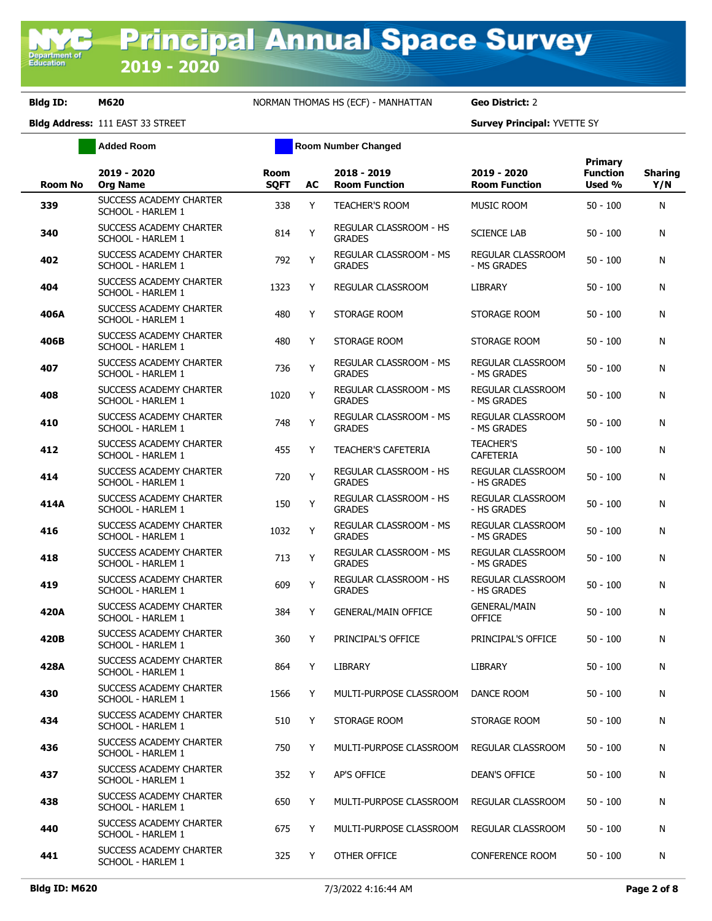# Principal Annual Space Survey 2019 - 2020

**Bldg ID:** M620 NORMAN THOMAS HS (ECF) - MANHATTAN **Geo District:** 2

**Bldg Address:** 111 EAST 33 STREET **Survey Principal:** YVETTE SY

Added Room | Room Number Changed

| Room No | 2019 - 2020 Org Name | Room SQFT | AC | 2018 - 2019 Room Function | 2019 - 2020 Room Function | Primary Function Used % | Sharing Y/N |
|---|---|---|---|---|---|---|---|
| 339 | SUCCESS ACADEMY CHARTER SCHOOL - HARLEM 1 | 338 | Y | TEACHER'S ROOM | MUSIC ROOM | 50 - 100 | N |
| 340 | SUCCESS ACADEMY CHARTER SCHOOL - HARLEM 1 | 814 | Y | REGULAR CLASSROOM - HS GRADES | SCIENCE LAB | 50 - 100 | N |
| 402 | SUCCESS ACADEMY CHARTER SCHOOL - HARLEM 1 | 792 | Y | REGULAR CLASSROOM - MS GRADES | REGULAR CLASSROOM - MS GRADES | 50 - 100 | N |
| 404 | SUCCESS ACADEMY CHARTER SCHOOL - HARLEM 1 | 1323 | Y | REGULAR CLASSROOM | LIBRARY | 50 - 100 | N |
| 406A | SUCCESS ACADEMY CHARTER SCHOOL - HARLEM 1 | 480 | Y | STORAGE ROOM | STORAGE ROOM | 50 - 100 | N |
| 406B | SUCCESS ACADEMY CHARTER SCHOOL - HARLEM 1 | 480 | Y | STORAGE ROOM | STORAGE ROOM | 50 - 100 | N |
| 407 | SUCCESS ACADEMY CHARTER SCHOOL - HARLEM 1 | 736 | Y | REGULAR CLASSROOM - MS GRADES | REGULAR CLASSROOM - MS GRADES | 50 - 100 | N |
| 408 | SUCCESS ACADEMY CHARTER SCHOOL - HARLEM 1 | 1020 | Y | REGULAR CLASSROOM - MS GRADES | REGULAR CLASSROOM - MS GRADES | 50 - 100 | N |
| 410 | SUCCESS ACADEMY CHARTER SCHOOL - HARLEM 1 | 748 | Y | REGULAR CLASSROOM - MS GRADES | REGULAR CLASSROOM - MS GRADES | 50 - 100 | N |
| 412 | SUCCESS ACADEMY CHARTER SCHOOL - HARLEM 1 | 455 | Y | TEACHER'S CAFETERIA | TEACHER'S CAFETERIA | 50 - 100 | N |
| 414 | SUCCESS ACADEMY CHARTER SCHOOL - HARLEM 1 | 720 | Y | REGULAR CLASSROOM - HS GRADES | REGULAR CLASSROOM - HS GRADES | 50 - 100 | N |
| 414A | SUCCESS ACADEMY CHARTER SCHOOL - HARLEM 1 | 150 | Y | REGULAR CLASSROOM - HS GRADES | REGULAR CLASSROOM - HS GRADES | 50 - 100 | N |
| 416 | SUCCESS ACADEMY CHARTER SCHOOL - HARLEM 1 | 1032 | Y | REGULAR CLASSROOM - MS GRADES | REGULAR CLASSROOM - MS GRADES | 50 - 100 | N |
| 418 | SUCCESS ACADEMY CHARTER SCHOOL - HARLEM 1 | 713 | Y | REGULAR CLASSROOM - MS GRADES | REGULAR CLASSROOM - MS GRADES | 50 - 100 | N |
| 419 | SUCCESS ACADEMY CHARTER SCHOOL - HARLEM 1 | 609 | Y | REGULAR CLASSROOM - HS GRADES | REGULAR CLASSROOM - HS GRADES | 50 - 100 | N |
| 420A | SUCCESS ACADEMY CHARTER SCHOOL - HARLEM 1 | 384 | Y | GENERAL/MAIN OFFICE | GENERAL/MAIN OFFICE | 50 - 100 | N |
| 420B | SUCCESS ACADEMY CHARTER SCHOOL - HARLEM 1 | 360 | Y | PRINCIPAL'S OFFICE | PRINCIPAL'S OFFICE | 50 - 100 | N |
| 428A | SUCCESS ACADEMY CHARTER SCHOOL - HARLEM 1 | 864 | Y | LIBRARY | LIBRARY | 50 - 100 | N |
| 430 | SUCCESS ACADEMY CHARTER SCHOOL - HARLEM 1 | 1566 | Y | MULTI-PURPOSE CLASSROOM | DANCE ROOM | 50 - 100 | N |
| 434 | SUCCESS ACADEMY CHARTER SCHOOL - HARLEM 1 | 510 | Y | STORAGE ROOM | STORAGE ROOM | 50 - 100 | N |
| 436 | SUCCESS ACADEMY CHARTER SCHOOL - HARLEM 1 | 750 | Y | MULTI-PURPOSE CLASSROOM | REGULAR CLASSROOM | 50 - 100 | N |
| 437 | SUCCESS ACADEMY CHARTER SCHOOL - HARLEM 1 | 352 | Y | AP'S OFFICE | DEAN'S OFFICE | 50 - 100 | N |
| 438 | SUCCESS ACADEMY CHARTER SCHOOL - HARLEM 1 | 650 | Y | MULTI-PURPOSE CLASSROOM | REGULAR CLASSROOM | 50 - 100 | N |
| 440 | SUCCESS ACADEMY CHARTER SCHOOL - HARLEM 1 | 675 | Y | MULTI-PURPOSE CLASSROOM | REGULAR CLASSROOM | 50 - 100 | N |
| 441 | SUCCESS ACADEMY CHARTER SCHOOL - HARLEM 1 | 325 | Y | OTHER OFFICE | CONFERENCE ROOM | 50 - 100 | N |

Bldg ID: M620 7/3/2022 4:16:44 AM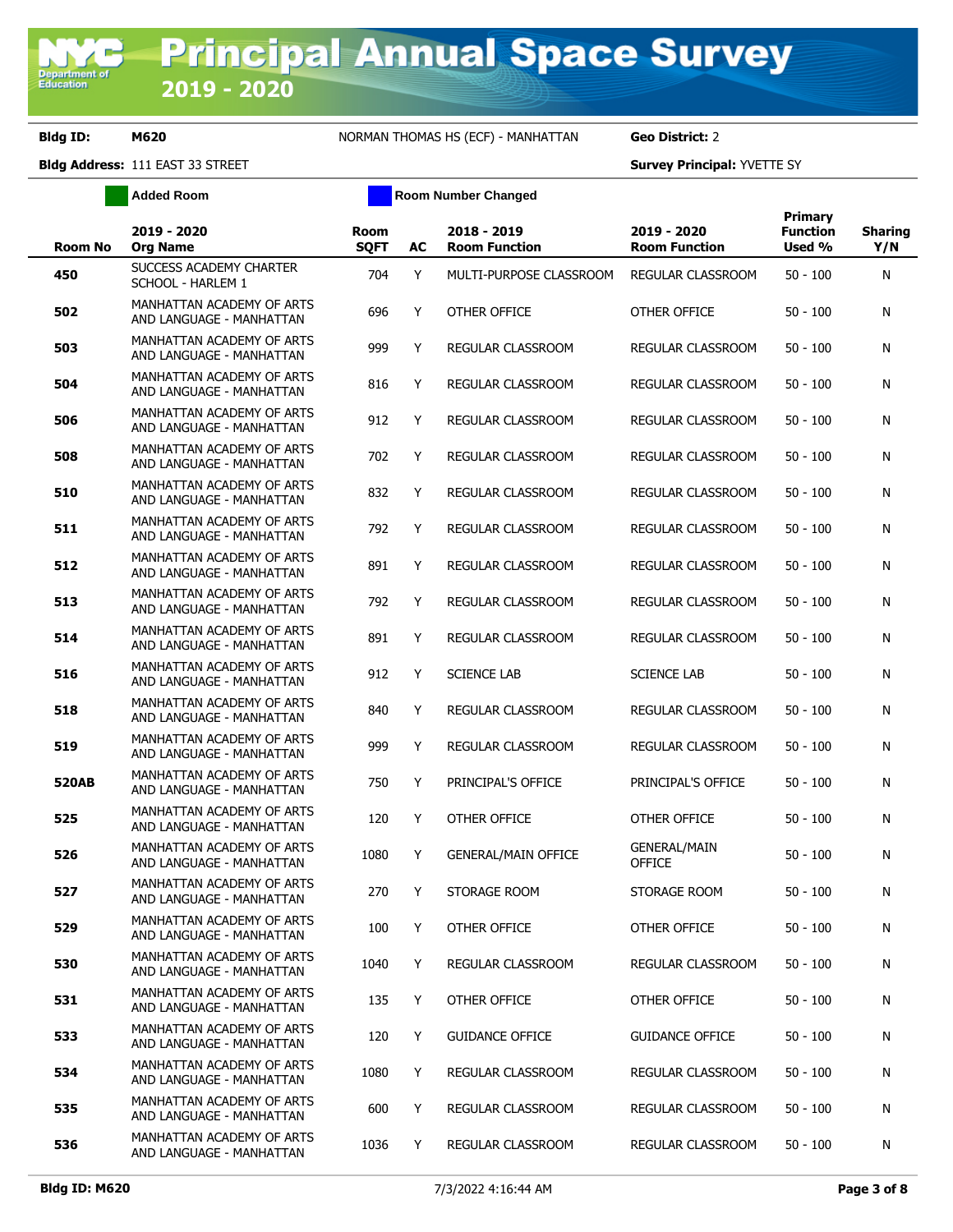**Bldg ID:** M620 NORMAN THOMAS HS (ECF) - MANHATTAN **Geo District:** 2

**Bldg Address:** 111 EAST 33 STREET **Survey Principal:** YVETTE SY

Added Room | Room Number Changed

| Room No | 2019 - 2020 Org Name | Room SQFT | AC | 2018 - 2019 Room Function | 2019 - 2020 Room Function | Primary Function Used % | Sharing Y/N |
|---|---|---|---|---|---|---|---|
| 450 | SUCCESS ACADEMY CHARTER SCHOOL - HARLEM 1 | 704 | Y | MULTI-PURPOSE CLASSROOM | REGULAR CLASSROOM | 50 - 100 | N |
| 502 | MANHATTAN ACADEMY OF ARTS AND LANGUAGE - MANHATTAN | 696 | Y | OTHER OFFICE | OTHER OFFICE | 50 - 100 | N |
| 503 | MANHATTAN ACADEMY OF ARTS AND LANGUAGE - MANHATTAN | 999 | Y | REGULAR CLASSROOM | REGULAR CLASSROOM | 50 - 100 | N |
| 504 | MANHATTAN ACADEMY OF ARTS AND LANGUAGE - MANHATTAN | 816 | Y | REGULAR CLASSROOM | REGULAR CLASSROOM | 50 - 100 | N |
| 506 | MANHATTAN ACADEMY OF ARTS AND LANGUAGE - MANHATTAN | 912 | Y | REGULAR CLASSROOM | REGULAR CLASSROOM | 50 - 100 | N |
| 508 | MANHATTAN ACADEMY OF ARTS AND LANGUAGE - MANHATTAN | 702 | Y | REGULAR CLASSROOM | REGULAR CLASSROOM | 50 - 100 | N |
| 510 | MANHATTAN ACADEMY OF ARTS AND LANGUAGE - MANHATTAN | 832 | Y | REGULAR CLASSROOM | REGULAR CLASSROOM | 50 - 100 | N |
| 511 | MANHATTAN ACADEMY OF ARTS AND LANGUAGE - MANHATTAN | 792 | Y | REGULAR CLASSROOM | REGULAR CLASSROOM | 50 - 100 | N |
| 512 | MANHATTAN ACADEMY OF ARTS AND LANGUAGE - MANHATTAN | 891 | Y | REGULAR CLASSROOM | REGULAR CLASSROOM | 50 - 100 | N |
| 513 | MANHATTAN ACADEMY OF ARTS AND LANGUAGE - MANHATTAN | 792 | Y | REGULAR CLASSROOM | REGULAR CLASSROOM | 50 - 100 | N |
| 514 | MANHATTAN ACADEMY OF ARTS AND LANGUAGE - MANHATTAN | 891 | Y | REGULAR CLASSROOM | REGULAR CLASSROOM | 50 - 100 | N |
| 516 | MANHATTAN ACADEMY OF ARTS AND LANGUAGE - MANHATTAN | 912 | Y | SCIENCE LAB | SCIENCE LAB | 50 - 100 | N |
| 518 | MANHATTAN ACADEMY OF ARTS AND LANGUAGE - MANHATTAN | 840 | Y | REGULAR CLASSROOM | REGULAR CLASSROOM | 50 - 100 | N |
| 519 | MANHATTAN ACADEMY OF ARTS AND LANGUAGE - MANHATTAN | 999 | Y | REGULAR CLASSROOM | REGULAR CLASSROOM | 50 - 100 | N |
| 520AB | MANHATTAN ACADEMY OF ARTS AND LANGUAGE - MANHATTAN | 750 | Y | PRINCIPAL'S OFFICE | PRINCIPAL'S OFFICE | 50 - 100 | N |
| 525 | MANHATTAN ACADEMY OF ARTS AND LANGUAGE - MANHATTAN | 120 | Y | OTHER OFFICE | OTHER OFFICE | 50 - 100 | N |
| 526 | MANHATTAN ACADEMY OF ARTS AND LANGUAGE - MANHATTAN | 1080 | Y | GENERAL/MAIN OFFICE | GENERAL/MAIN OFFICE | 50 - 100 | N |
| 527 | MANHATTAN ACADEMY OF ARTS AND LANGUAGE - MANHATTAN | 270 | Y | STORAGE ROOM | STORAGE ROOM | 50 - 100 | N |
| 529 | MANHATTAN ACADEMY OF ARTS AND LANGUAGE - MANHATTAN | 100 | Y | OTHER OFFICE | OTHER OFFICE | 50 - 100 | N |
| 530 | MANHATTAN ACADEMY OF ARTS AND LANGUAGE - MANHATTAN | 1040 | Y | REGULAR CLASSROOM | REGULAR CLASSROOM | 50 - 100 | N |
| 531 | MANHATTAN ACADEMY OF ARTS AND LANGUAGE - MANHATTAN | 135 | Y | OTHER OFFICE | OTHER OFFICE | 50 - 100 | N |
| 533 | MANHATTAN ACADEMY OF ARTS AND LANGUAGE - MANHATTAN | 120 | Y | GUIDANCE OFFICE | GUIDANCE OFFICE | 50 - 100 | N |
| 534 | MANHATTAN ACADEMY OF ARTS AND LANGUAGE - MANHATTAN | 1080 | Y | REGULAR CLASSROOM | REGULAR CLASSROOM | 50 - 100 | N |
| 535 | MANHATTAN ACADEMY OF ARTS AND LANGUAGE - MANHATTAN | 600 | Y | REGULAR CLASSROOM | REGULAR CLASSROOM | 50 - 100 | N |
| 536 | MANHATTAN ACADEMY OF ARTS AND LANGUAGE - MANHATTAN | 1036 | Y | REGULAR CLASSROOM | REGULAR CLASSROOM | 50 - 100 | N |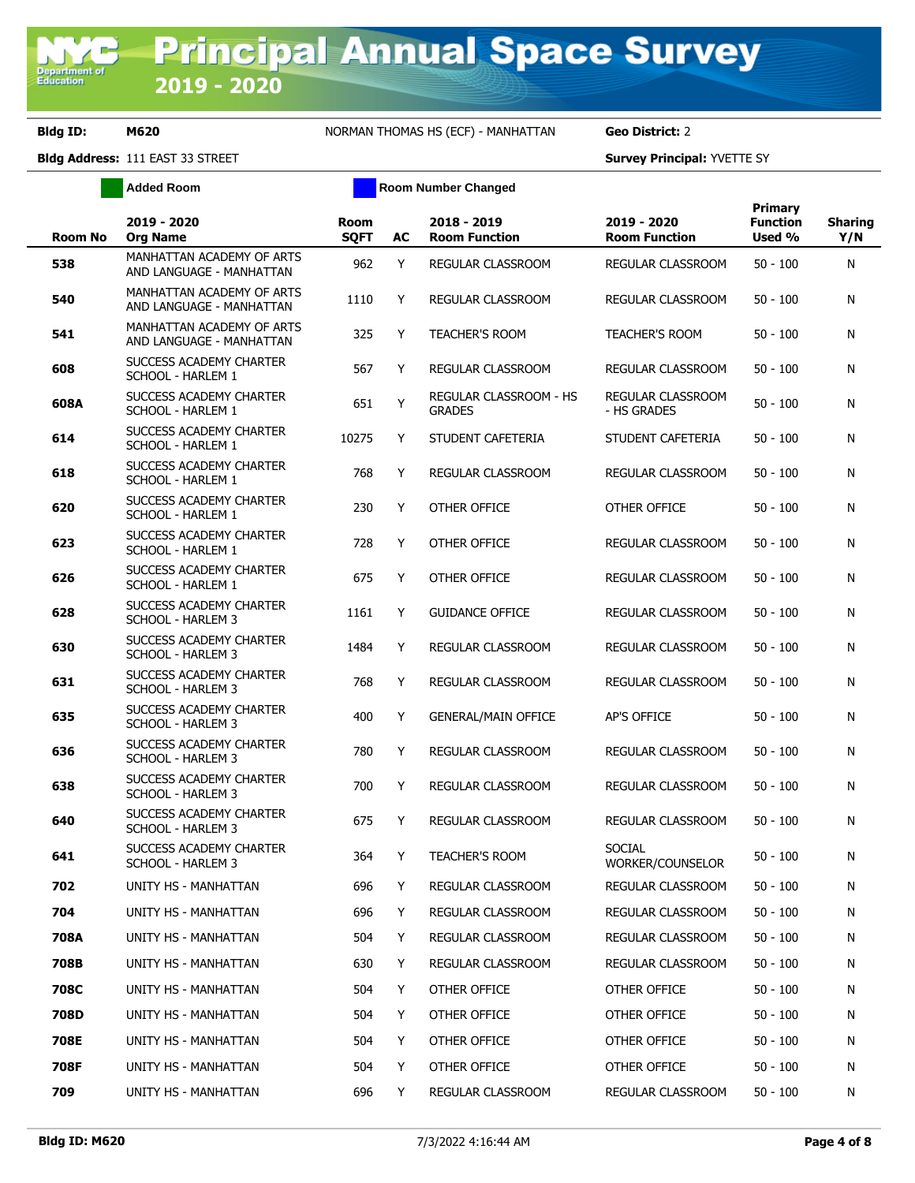# Principal Annual Space Survey

## 2019 - 2020

**Bldg ID:** M620 NORMAN THOMAS HS (ECF) - MANHATTAN **Geo District:** 2

**Bldg Address:** 111 EAST 33 STREET **Survey Principal:** YVETTE SY

Added Room | Room Number Changed

| Room No | 2019 - 2020 Org Name | Room SQFT | AC | 2018 - 2019 Room Function | 2019 - 2020 Room Function | Primary Function Used % | Sharing Y/N |
|---|---|---|---|---|---|---|---|
| 538 | MANHATTAN ACADEMY OF ARTS AND LANGUAGE - MANHATTAN | 962 | Y | REGULAR CLASSROOM | REGULAR CLASSROOM | 50 - 100 | N |
| 540 | MANHATTAN ACADEMY OF ARTS AND LANGUAGE - MANHATTAN | 1110 | Y | REGULAR CLASSROOM | REGULAR CLASSROOM | 50 - 100 | N |
| 541 | MANHATTAN ACADEMY OF ARTS AND LANGUAGE - MANHATTAN | 325 | Y | TEACHER'S ROOM | TEACHER'S ROOM | 50 - 100 | N |
| 608 | SUCCESS ACADEMY CHARTER SCHOOL - HARLEM 1 | 567 | Y | REGULAR CLASSROOM | REGULAR CLASSROOM | 50 - 100 | N |
| 608A | SUCCESS ACADEMY CHARTER SCHOOL - HARLEM 1 | 651 | Y | REGULAR CLASSROOM - HS GRADES | REGULAR CLASSROOM - HS GRADES | 50 - 100 | N |
| 614 | SUCCESS ACADEMY CHARTER SCHOOL - HARLEM 1 | 10275 | Y | STUDENT CAFETERIA | STUDENT CAFETERIA | 50 - 100 | N |
| 618 | SUCCESS ACADEMY CHARTER SCHOOL - HARLEM 1 | 768 | Y | REGULAR CLASSROOM | REGULAR CLASSROOM | 50 - 100 | N |
| 620 | SUCCESS ACADEMY CHARTER SCHOOL - HARLEM 1 | 230 | Y | OTHER OFFICE | OTHER OFFICE | 50 - 100 | N |
| 623 | SUCCESS ACADEMY CHARTER SCHOOL - HARLEM 1 | 728 | Y | OTHER OFFICE | REGULAR CLASSROOM | 50 - 100 | N |
| 626 | SUCCESS ACADEMY CHARTER SCHOOL - HARLEM 1 | 675 | Y | OTHER OFFICE | REGULAR CLASSROOM | 50 - 100 | N |
| 628 | SUCCESS ACADEMY CHARTER SCHOOL - HARLEM 3 | 1161 | Y | GUIDANCE OFFICE | REGULAR CLASSROOM | 50 - 100 | N |
| 630 | SUCCESS ACADEMY CHARTER SCHOOL - HARLEM 3 | 1484 | Y | REGULAR CLASSROOM | REGULAR CLASSROOM | 50 - 100 | N |
| 631 | SUCCESS ACADEMY CHARTER SCHOOL - HARLEM 3 | 768 | Y | REGULAR CLASSROOM | REGULAR CLASSROOM | 50 - 100 | N |
| 635 | SUCCESS ACADEMY CHARTER SCHOOL - HARLEM 3 | 400 | Y | GENERAL/MAIN OFFICE | AP'S OFFICE | 50 - 100 | N |
| 636 | SUCCESS ACADEMY CHARTER SCHOOL - HARLEM 3 | 780 | Y | REGULAR CLASSROOM | REGULAR CLASSROOM | 50 - 100 | N |
| 638 | SUCCESS ACADEMY CHARTER SCHOOL - HARLEM 3 | 700 | Y | REGULAR CLASSROOM | REGULAR CLASSROOM | 50 - 100 | N |
| 640 | SUCCESS ACADEMY CHARTER SCHOOL - HARLEM 3 | 675 | Y | REGULAR CLASSROOM | REGULAR CLASSROOM | 50 - 100 | N |
| 641 | SUCCESS ACADEMY CHARTER SCHOOL - HARLEM 3 | 364 | Y | TEACHER'S ROOM | SOCIAL WORKER/COUNSELOR | 50 - 100 | N |
| 702 | UNITY HS - MANHATTAN | 696 | Y | REGULAR CLASSROOM | REGULAR CLASSROOM | 50 - 100 | N |
| 704 | UNITY HS - MANHATTAN | 696 | Y | REGULAR CLASSROOM | REGULAR CLASSROOM | 50 - 100 | N |
| 708A | UNITY HS - MANHATTAN | 504 | Y | REGULAR CLASSROOM | REGULAR CLASSROOM | 50 - 100 | N |
| 708B | UNITY HS - MANHATTAN | 630 | Y | REGULAR CLASSROOM | REGULAR CLASSROOM | 50 - 100 | N |
| 708C | UNITY HS - MANHATTAN | 504 | Y | OTHER OFFICE | OTHER OFFICE | 50 - 100 | N |
| 708D | UNITY HS - MANHATTAN | 504 | Y | OTHER OFFICE | OTHER OFFICE | 50 - 100 | N |
| 708E | UNITY HS - MANHATTAN | 504 | Y | OTHER OFFICE | OTHER OFFICE | 50 - 100 | N |
| 708F | UNITY HS - MANHATTAN | 504 | Y | OTHER OFFICE | OTHER OFFICE | 50 - 100 | N |
| 709 | UNITY HS - MANHATTAN | 696 | Y | REGULAR CLASSROOM | REGULAR CLASSROOM | 50 - 100 | N |

7/3/2022 4:16:44 AM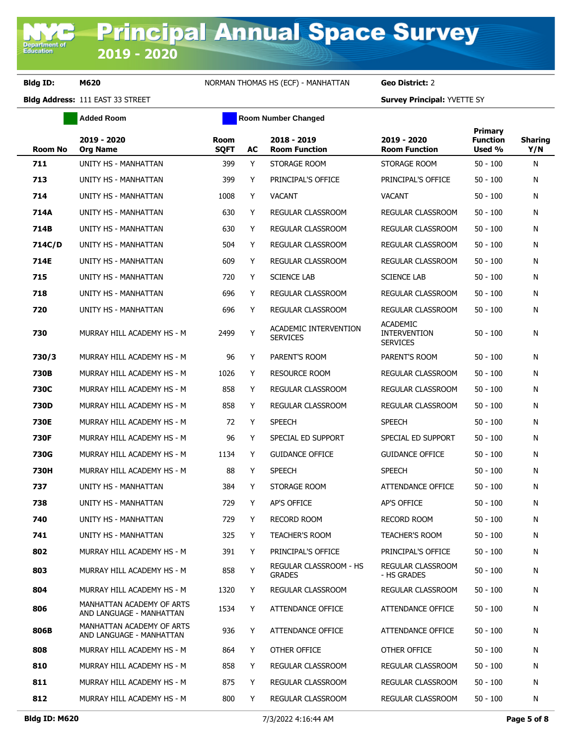# Principal Annual Space Survey 2019 - 2020

**Bldg ID:** M620 NORMAN THOMAS HS (ECF) - MANHATTAN **Geo District:** 2

**Bldg Address:** 111 EAST 33 STREET **Survey Principal:** YVETTE SY

Added Room | Room Number Changed

| Room No | 2019 - 2020 Org Name | Room SQFT | AC | 2018 - 2019 Room Function | 2019 - 2020 Room Function | Primary Function Used % | Sharing Y/N |
|---|---|---|---|---|---|---|---|
| 711 | UNITY HS - MANHATTAN | 399 | Y | STORAGE ROOM | STORAGE ROOM | 50 - 100 | N |
| 713 | UNITY HS - MANHATTAN | 399 | Y | PRINCIPAL'S OFFICE | PRINCIPAL'S OFFICE | 50 - 100 | N |
| 714 | UNITY HS - MANHATTAN | 1008 | Y | VACANT | VACANT | 50 - 100 | N |
| 714A | UNITY HS - MANHATTAN | 630 | Y | REGULAR CLASSROOM | REGULAR CLASSROOM | 50 - 100 | N |
| 714B | UNITY HS - MANHATTAN | 630 | Y | REGULAR CLASSROOM | REGULAR CLASSROOM | 50 - 100 | N |
| 714C/D | UNITY HS - MANHATTAN | 504 | Y | REGULAR CLASSROOM | REGULAR CLASSROOM | 50 - 100 | N |
| 714E | UNITY HS - MANHATTAN | 609 | Y | REGULAR CLASSROOM | REGULAR CLASSROOM | 50 - 100 | N |
| 715 | UNITY HS - MANHATTAN | 720 | Y | SCIENCE LAB | SCIENCE LAB | 50 - 100 | N |
| 718 | UNITY HS - MANHATTAN | 696 | Y | REGULAR CLASSROOM | REGULAR CLASSROOM | 50 - 100 | N |
| 720 | UNITY HS - MANHATTAN | 696 | Y | REGULAR CLASSROOM | REGULAR CLASSROOM | 50 - 100 | N |
| 730 | MURRAY HILL ACADEMY HS - M | 2499 | Y | ACADEMIC INTERVENTION SERVICES | ACADEMIC INTERVENTION SERVICES | 50 - 100 | N |
| 730/3 | MURRAY HILL ACADEMY HS - M | 96 | Y | PARENT'S ROOM | PARENT'S ROOM | 50 - 100 | N |
| 730B | MURRAY HILL ACADEMY HS - M | 1026 | Y | RESOURCE ROOM | REGULAR CLASSROOM | 50 - 100 | N |
| 730C | MURRAY HILL ACADEMY HS - M | 858 | Y | REGULAR CLASSROOM | REGULAR CLASSROOM | 50 - 100 | N |
| 730D | MURRAY HILL ACADEMY HS - M | 858 | Y | REGULAR CLASSROOM | REGULAR CLASSROOM | 50 - 100 | N |
| 730E | MURRAY HILL ACADEMY HS - M | 72 | Y | SPEECH | SPEECH | 50 - 100 | N |
| 730F | MURRAY HILL ACADEMY HS - M | 96 | Y | SPECIAL ED SUPPORT | SPECIAL ED SUPPORT | 50 - 100 | N |
| 730G | MURRAY HILL ACADEMY HS - M | 1134 | Y | GUIDANCE OFFICE | GUIDANCE OFFICE | 50 - 100 | N |
| 730H | MURRAY HILL ACADEMY HS - M | 88 | Y | SPEECH | SPEECH | 50 - 100 | N |
| 737 | UNITY HS - MANHATTAN | 384 | Y | STORAGE ROOM | ATTENDANCE OFFICE | 50 - 100 | N |
| 738 | UNITY HS - MANHATTAN | 729 | Y | AP'S OFFICE | AP'S OFFICE | 50 - 100 | N |
| 740 | UNITY HS - MANHATTAN | 729 | Y | RECORD ROOM | RECORD ROOM | 50 - 100 | N |
| 741 | UNITY HS - MANHATTAN | 325 | Y | TEACHER'S ROOM | TEACHER'S ROOM | 50 - 100 | N |
| 802 | MURRAY HILL ACADEMY HS - M | 391 | Y | PRINCIPAL'S OFFICE | PRINCIPAL'S OFFICE | 50 - 100 | N |
| 803 | MURRAY HILL ACADEMY HS - M | 858 | Y | REGULAR CLASSROOM - HS GRADES | REGULAR CLASSROOM - HS GRADES | 50 - 100 | N |
| 804 | MURRAY HILL ACADEMY HS - M | 1320 | Y | REGULAR CLASSROOM | REGULAR CLASSROOM | 50 - 100 | N |
| 806 | MANHATTAN ACADEMY OF ARTS AND LANGUAGE - MANHATTAN | 1534 | Y | ATTENDANCE OFFICE | ATTENDANCE OFFICE | 50 - 100 | N |
| 806B | MANHATTAN ACADEMY OF ARTS AND LANGUAGE - MANHATTAN | 936 | Y | ATTENDANCE OFFICE | ATTENDANCE OFFICE | 50 - 100 | N |
| 808 | MURRAY HILL ACADEMY HS - M | 864 | Y | OTHER OFFICE | OTHER OFFICE | 50 - 100 | N |
| 810 | MURRAY HILL ACADEMY HS - M | 858 | Y | REGULAR CLASSROOM | REGULAR CLASSROOM | 50 - 100 | N |
| 811 | MURRAY HILL ACADEMY HS - M | 875 | Y | REGULAR CLASSROOM | REGULAR CLASSROOM | 50 - 100 | N |
| 812 | MURRAY HILL ACADEMY HS - M | 800 | Y | REGULAR CLASSROOM | REGULAR CLASSROOM | 50 - 100 | N |

Bldg ID: M620 7/3/2022 4:16:44 AM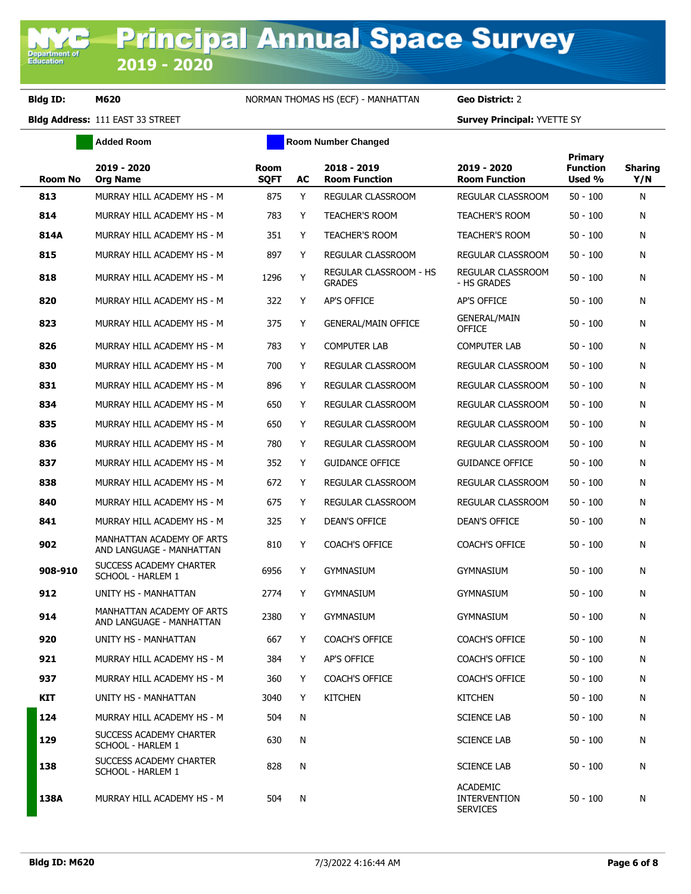# Principal Annual Space Survey 2019 - 2020

**Bldg ID:** M620 NORMAN THOMAS HS (ECF) - MANHATTAN **Geo District:** 2

**Bldg Address:** 111 EAST 33 STREET **Survey Principal:** YVETTE SY

Added Room | Room Number Changed

| Room No | 2019 - 2020 Org Name | Room SQFT | AC | 2018 - 2019 Room Function | 2019 - 2020 Room Function | Primary Function Used % | Sharing Y/N |
|---|---|---|---|---|---|---|---|
| 813 | MURRAY HILL ACADEMY HS - M | 875 | Y | REGULAR CLASSROOM | REGULAR CLASSROOM | 50 - 100 | N |
| 814 | MURRAY HILL ACADEMY HS - M | 783 | Y | TEACHER'S ROOM | TEACHER'S ROOM | 50 - 100 | N |
| 814A | MURRAY HILL ACADEMY HS - M | 351 | Y | TEACHER'S ROOM | TEACHER'S ROOM | 50 - 100 | N |
| 815 | MURRAY HILL ACADEMY HS - M | 897 | Y | REGULAR CLASSROOM | REGULAR CLASSROOM | 50 - 100 | N |
| 818 | MURRAY HILL ACADEMY HS - M | 1296 | Y | REGULAR CLASSROOM - HS GRADES | REGULAR CLASSROOM - HS GRADES | 50 - 100 | N |
| 820 | MURRAY HILL ACADEMY HS - M | 322 | Y | AP'S OFFICE | AP'S OFFICE | 50 - 100 | N |
| 823 | MURRAY HILL ACADEMY HS - M | 375 | Y | GENERAL/MAIN OFFICE | GENERAL/MAIN OFFICE | 50 - 100 | N |
| 826 | MURRAY HILL ACADEMY HS - M | 783 | Y | COMPUTER LAB | COMPUTER LAB | 50 - 100 | N |
| 830 | MURRAY HILL ACADEMY HS - M | 700 | Y | REGULAR CLASSROOM | REGULAR CLASSROOM | 50 - 100 | N |
| 831 | MURRAY HILL ACADEMY HS - M | 896 | Y | REGULAR CLASSROOM | REGULAR CLASSROOM | 50 - 100 | N |
| 834 | MURRAY HILL ACADEMY HS - M | 650 | Y | REGULAR CLASSROOM | REGULAR CLASSROOM | 50 - 100 | N |
| 835 | MURRAY HILL ACADEMY HS - M | 650 | Y | REGULAR CLASSROOM | REGULAR CLASSROOM | 50 - 100 | N |
| 836 | MURRAY HILL ACADEMY HS - M | 780 | Y | REGULAR CLASSROOM | REGULAR CLASSROOM | 50 - 100 | N |
| 837 | MURRAY HILL ACADEMY HS - M | 352 | Y | GUIDANCE OFFICE | GUIDANCE OFFICE | 50 - 100 | N |
| 838 | MURRAY HILL ACADEMY HS - M | 672 | Y | REGULAR CLASSROOM | REGULAR CLASSROOM | 50 - 100 | N |
| 840 | MURRAY HILL ACADEMY HS - M | 675 | Y | REGULAR CLASSROOM | REGULAR CLASSROOM | 50 - 100 | N |
| 841 | MURRAY HILL ACADEMY HS - M | 325 | Y | DEAN'S OFFICE | DEAN'S OFFICE | 50 - 100 | N |
| 902 | MANHATTAN ACADEMY OF ARTS AND LANGUAGE - MANHATTAN | 810 | Y | COACH'S OFFICE | COACH'S OFFICE | 50 - 100 | N |
| 908-910 | SUCCESS ACADEMY CHARTER SCHOOL - HARLEM 1 | 6956 | Y | GYMNASIUM | GYMNASIUM | 50 - 100 | N |
| 912 | UNITY HS - MANHATTAN | 2774 | Y | GYMNASIUM | GYMNASIUM | 50 - 100 | N |
| 914 | MANHATTAN ACADEMY OF ARTS AND LANGUAGE - MANHATTAN | 2380 | Y | GYMNASIUM | GYMNASIUM | 50 - 100 | N |
| 920 | UNITY HS - MANHATTAN | 667 | Y | COACH'S OFFICE | COACH'S OFFICE | 50 - 100 | N |
| 921 | MURRAY HILL ACADEMY HS - M | 384 | Y | AP'S OFFICE | COACH'S OFFICE | 50 - 100 | N |
| 937 | MURRAY HILL ACADEMY HS - M | 360 | Y | COACH'S OFFICE | COACH'S OFFICE | 50 - 100 | N |
| KIT | UNITY HS - MANHATTAN | 3040 | Y | KITCHEN | KITCHEN | 50 - 100 | N |
| 124 | MURRAY HILL ACADEMY HS - M | 504 | N | | SCIENCE LAB | 50 - 100 | N |
| 129 | SUCCESS ACADEMY CHARTER SCHOOL - HARLEM 1 | 630 | N | | SCIENCE LAB | 50 - 100 | N |
| 138 | SUCCESS ACADEMY CHARTER SCHOOL - HARLEM 1 | 828 | N | | SCIENCE LAB | 50 - 100 | N |
| 138A | MURRAY HILL ACADEMY HS - M | 504 | N | | ACADEMIC INTERVENTION SERVICES | 50 - 100 | N |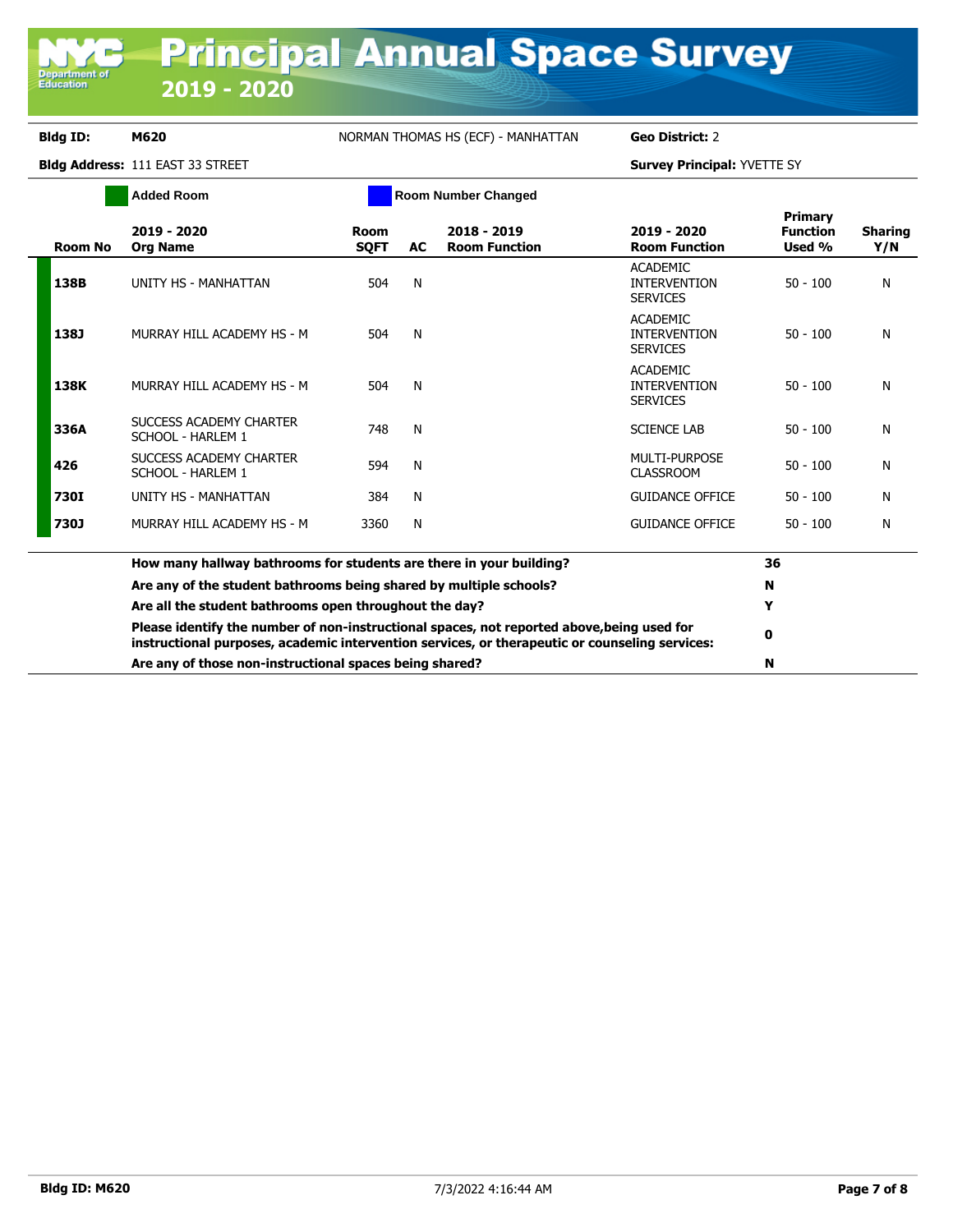# Principal Annual Space Survey 2019 - 2020

**Bldg ID:** M620 NORMAN THOMAS HS (ECF) - MANHATTAN **Geo District:** 2

**Bldg Address:** 111 EAST 33 STREET **Survey Principal:** YVETTE SY

Added Room | Room Number Changed

| Room No | 2019 - 2020 Org Name | Room SQFT | AC | 2018 - 2019 Room Function | 2019 - 2020 Room Function | Primary Function Used % | Sharing Y/N |
|---|---|---|---|---|---|---|---|
| 138B | UNITY HS - MANHATTAN | 504 | N | | ACADEMIC INTERVENTION SERVICES | 50 - 100 | N |
| 138J | MURRAY HILL ACADEMY HS - M | 504 | N | | ACADEMIC INTERVENTION SERVICES | 50 - 100 | N |
| 138K | MURRAY HILL ACADEMY HS - M | 504 | N | | ACADEMIC INTERVENTION SERVICES | 50 - 100 | N |
| 336A | SUCCESS ACADEMY CHARTER SCHOOL - HARLEM 1 | 748 | N | | SCIENCE LAB | 50 - 100 | N |
| 426 | SUCCESS ACADEMY CHARTER SCHOOL - HARLEM 1 | 594 | N | | MULTI-PURPOSE CLASSROOM | 50 - 100 | N |
| 730I | UNITY HS - MANHATTAN | 384 | N | | GUIDANCE OFFICE | 50 - 100 | N |
| 730J | MURRAY HILL ACADEMY HS - M | 3360 | N | | GUIDANCE OFFICE | 50 - 100 | N |

| Question | Answer |
|---|---|
| **How many hallway bathrooms for students are there in your building?** | **36** |
| **Are any of the student bathrooms being shared by multiple schools?** | **N** |
| **Are all the student bathrooms open throughout the day?** | **Y** |
| **Please identify the number of non-instructional spaces, not reported above,being used for instructional purposes, academic intervention services, or therapeutic or counseling services:** | **0** |
| **Are any of those non-instructional spaces being shared?** | **N** |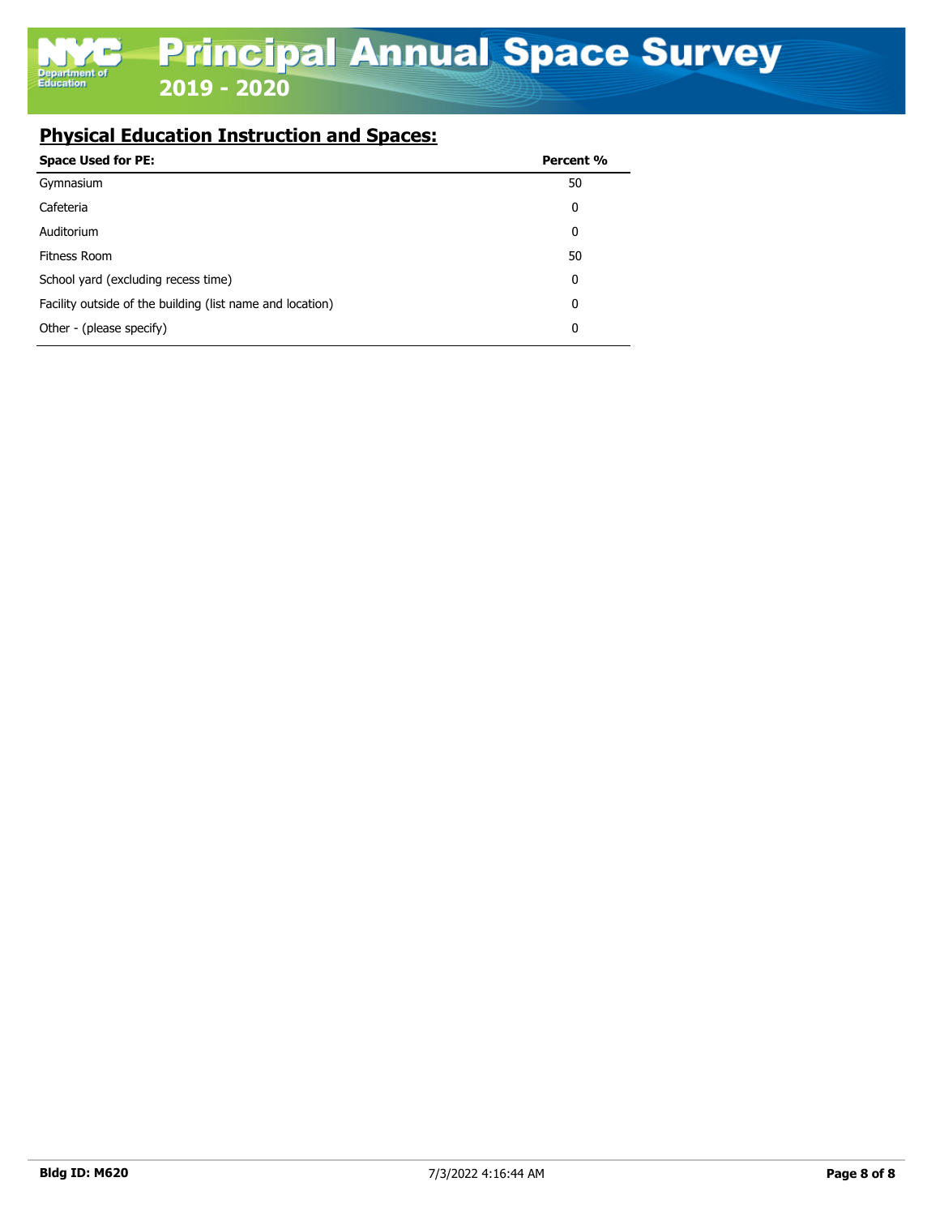## Physical Education Instruction and Spaces:

| Space Used for PE: | Percent % |
|---|---|
| Gymnasium | 50 |
| Cafeteria | 0 |
| Auditorium | 0 |
| Fitness Room | 50 |
| School yard (excluding recess time) | 0 |
| Facility outside of the building (list name and location) | 0 |
| Other - (please specify) | 0 |